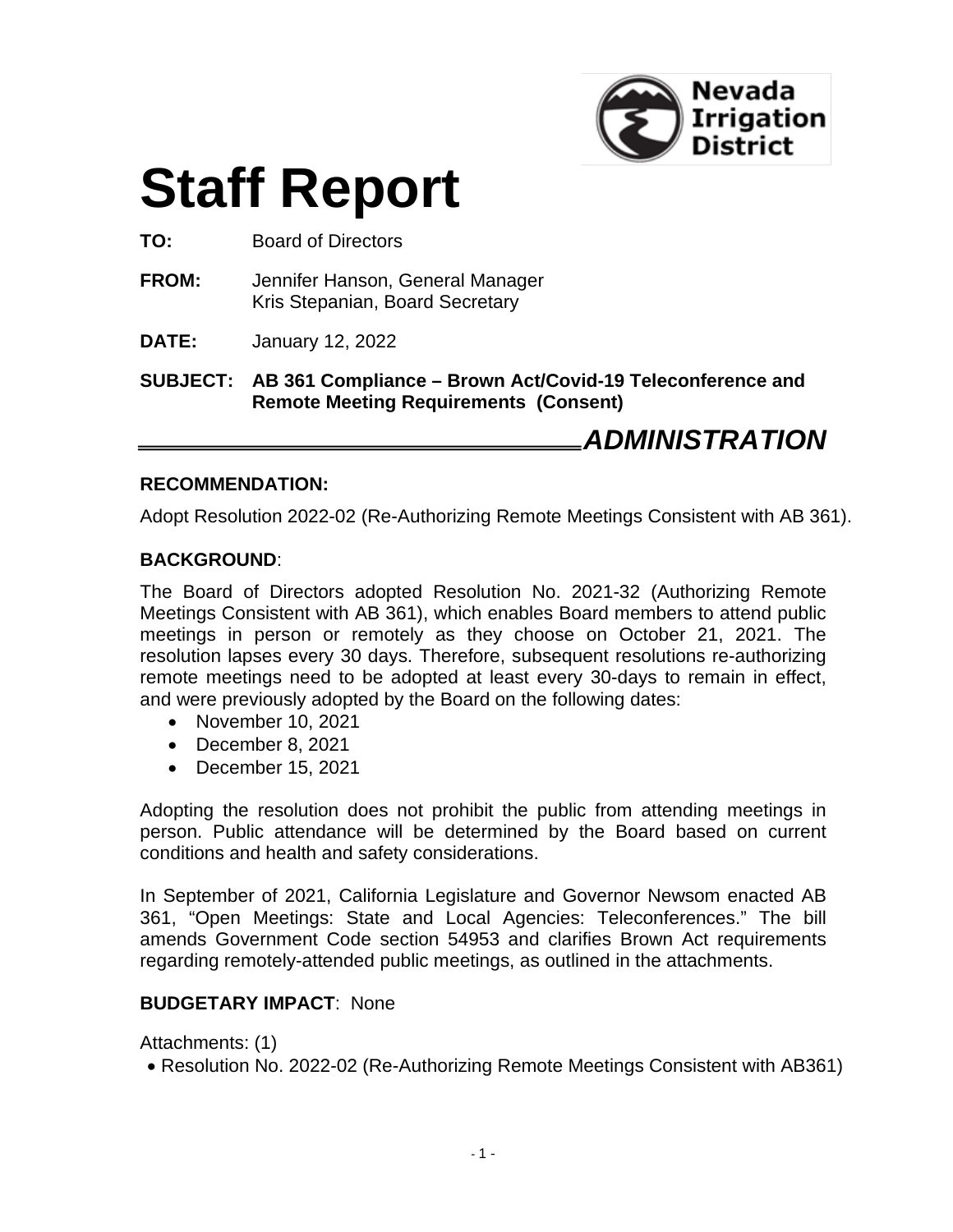Nevada Irrigation District

# Staff Report

**TO:** Board of Directors

**FROM:** Jennifer Hanson, General Manager
Kris Stepanian, Board Secretary

**DATE:** January 12, 2022

**SUBJECT: AB 361 Compliance – Brown Act/Covid-19 Teleconference and Remote Meeting Requirements (Consent)**

***ADMINISTRATION***

**RECOMMENDATION:**

Adopt Resolution 2022-02 (Re-Authorizing Remote Meetings Consistent with AB 361).

**BACKGROUND**:

The Board of Directors adopted Resolution No. 2021-32 (Authorizing Remote Meetings Consistent with AB 361), which enables Board members to attend public meetings in person or remotely as they choose on October 21, 2021. The resolution lapses every 30 days. Therefore, subsequent resolutions re-authorizing remote meetings need to be adopted at least every 30-days to remain in effect, and were previously adopted by the Board on the following dates:

- November 10, 2021
- December 8, 2021
- December 15, 2021

Adopting the resolution does not prohibit the public from attending meetings in person. Public attendance will be determined by the Board based on current conditions and health and safety considerations.

In September of 2021, California Legislature and Governor Newsom enacted AB 361, "Open Meetings: State and Local Agencies: Teleconferences." The bill amends Government Code section 54953 and clarifies Brown Act requirements regarding remotely-attended public meetings, as outlined in the attachments.

**BUDGETARY IMPACT**: None

Attachments: (1)

- Resolution No. 2022-02 (Re-Authorizing Remote Meetings Consistent with AB361)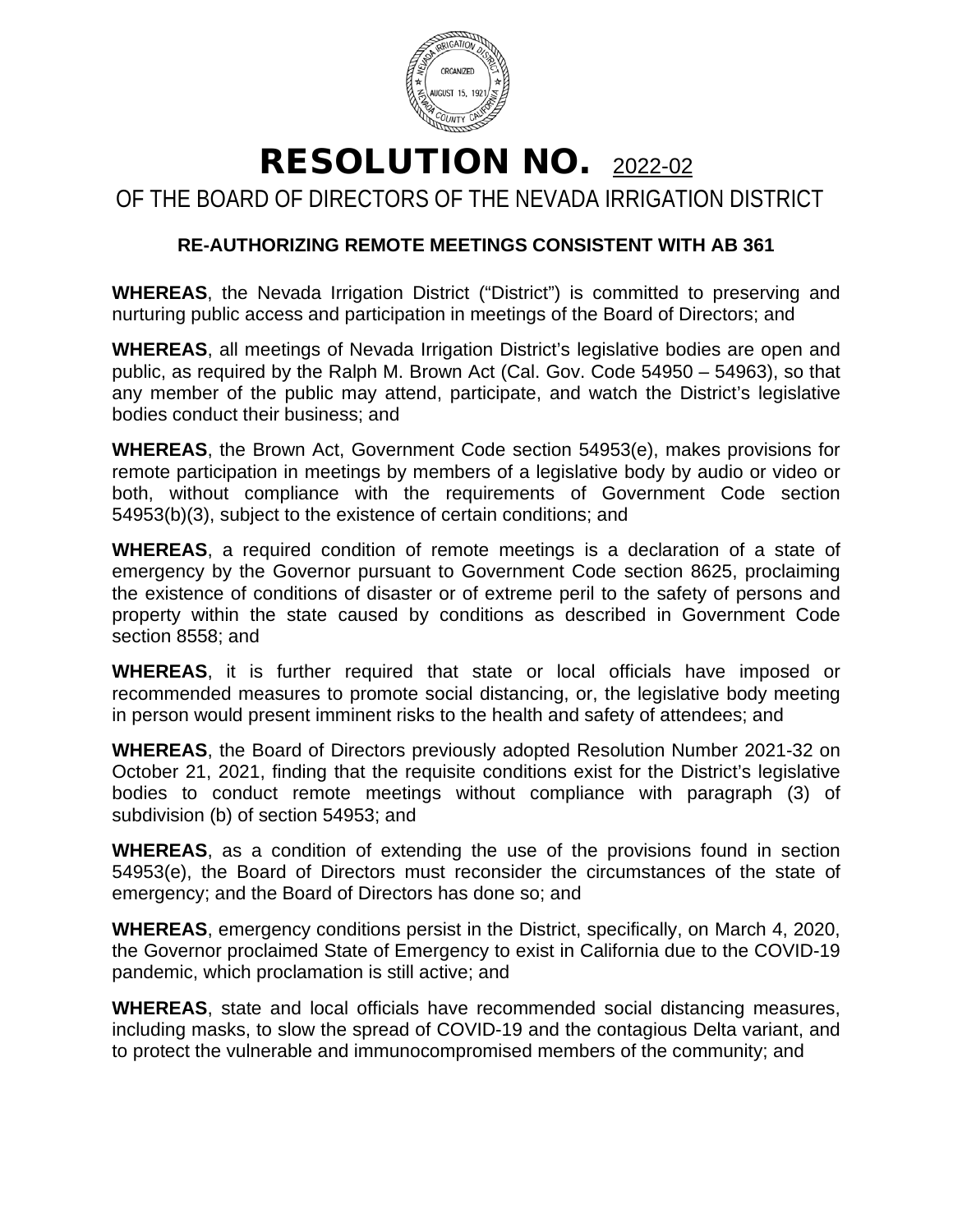# RESOLUTION NO. 2022-02

## OF THE BOARD OF DIRECTORS OF THE NEVADA IRRIGATION DISTRICT

### RE-AUTHORIZING REMOTE MEETINGS CONSISTENT WITH AB 361

**WHEREAS**, the Nevada Irrigation District ("District") is committed to preserving and nurturing public access and participation in meetings of the Board of Directors; and

**WHEREAS**, all meetings of Nevada Irrigation District's legislative bodies are open and public, as required by the Ralph M. Brown Act (Cal. Gov. Code 54950 – 54963), so that any member of the public may attend, participate, and watch the District's legislative bodies conduct their business; and

**WHEREAS**, the Brown Act, Government Code section 54953(e), makes provisions for remote participation in meetings by members of a legislative body by audio or video or both, without compliance with the requirements of Government Code section 54953(b)(3), subject to the existence of certain conditions; and

**WHEREAS**, a required condition of remote meetings is a declaration of a state of emergency by the Governor pursuant to Government Code section 8625, proclaiming the existence of conditions of disaster or of extreme peril to the safety of persons and property within the state caused by conditions as described in Government Code section 8558; and

**WHEREAS**, it is further required that state or local officials have imposed or recommended measures to promote social distancing, or, the legislative body meeting in person would present imminent risks to the health and safety of attendees; and

**WHEREAS**, the Board of Directors previously adopted Resolution Number 2021-32 on October 21, 2021, finding that the requisite conditions exist for the District's legislative bodies to conduct remote meetings without compliance with paragraph (3) of subdivision (b) of section 54953; and

**WHEREAS**, as a condition of extending the use of the provisions found in section 54953(e), the Board of Directors must reconsider the circumstances of the state of emergency; and the Board of Directors has done so; and

**WHEREAS**, emergency conditions persist in the District, specifically, on March 4, 2020, the Governor proclaimed State of Emergency to exist in California due to the COVID-19 pandemic, which proclamation is still active; and

**WHEREAS**, state and local officials have recommended social distancing measures, including masks, to slow the spread of COVID-19 and the contagious Delta variant, and to protect the vulnerable and immunocompromised members of the community; and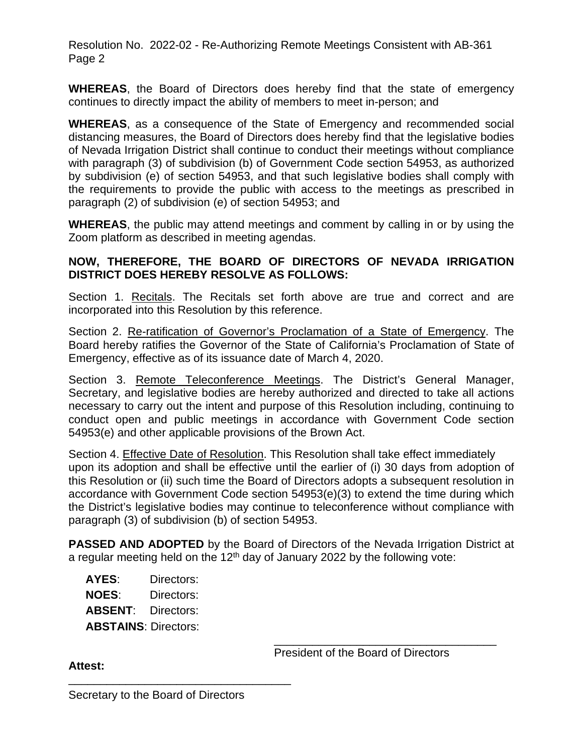**WHEREAS**, the Board of Directors does hereby find that the state of emergency continues to directly impact the ability of members to meet in-person; and

**WHEREAS**, as a consequence of the State of Emergency and recommended social distancing measures, the Board of Directors does hereby find that the legislative bodies of Nevada Irrigation District shall continue to conduct their meetings without compliance with paragraph (3) of subdivision (b) of Government Code section 54953, as authorized by subdivision (e) of section 54953, and that such legislative bodies shall comply with the requirements to provide the public with access to the meetings as prescribed in paragraph (2) of subdivision (e) of section 54953; and

**WHEREAS**, the public may attend meetings and comment by calling in or by using the Zoom platform as described in meeting agendas.

**NOW, THEREFORE, THE BOARD OF DIRECTORS OF NEVADA IRRIGATION DISTRICT DOES HEREBY RESOLVE AS FOLLOWS:**

Section 1. Recitals. The Recitals set forth above are true and correct and are incorporated into this Resolution by this reference.

Section 2. Re-ratification of Governor's Proclamation of a State of Emergency. The Board hereby ratifies the Governor of the State of California's Proclamation of State of Emergency, effective as of its issuance date of March 4, 2020.

Section 3. Remote Teleconference Meetings. The District's General Manager, Secretary, and legislative bodies are hereby authorized and directed to take all actions necessary to carry out the intent and purpose of this Resolution including, continuing to conduct open and public meetings in accordance with Government Code section 54953(e) and other applicable provisions of the Brown Act.

Section 4. Effective Date of Resolution. This Resolution shall take effect immediately upon its adoption and shall be effective until the earlier of (i) 30 days from adoption of this Resolution or (ii) such time the Board of Directors adopts a subsequent resolution in accordance with Government Code section 54953(e)(3) to extend the time during which the District's legislative bodies may continue to teleconference without compliance with paragraph (3) of subdivision (b) of section 54953.

**PASSED AND ADOPTED** by the Board of Directors of the Nevada Irrigation District at a regular meeting held on the 12th day of January 2022 by the following vote:

**AYES**: Directors:
**NOES**: Directors:
**ABSENT**: Directors:
**ABSTAINS**: Directors:

\_\_\_\_\_\_\_\_\_\_\_\_\_\_\_\_\_\_\_\_\_\_\_\_\_\_\_\_\_\_\_\_\_\_\_\_
President of the Board of Directors

**Attest:**

\_\_\_\_\_\_\_\_\_\_\_\_\_\_\_\_\_\_\_\_\_\_\_\_\_\_\_\_\_\_\_\_\_\_\_\_
Secretary to the Board of Directors